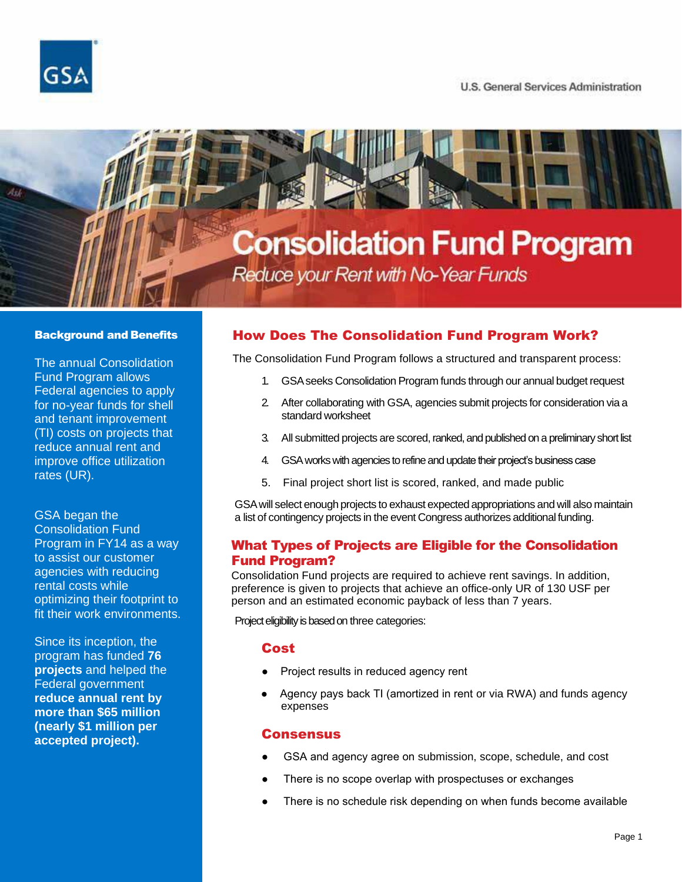U.S. General Services Administration

# Consolidation Fund Program

*Reduce your Rent with No-Year Funds*

## Background and Benefits

The annual Consolidation Fund Program allows Federal agencies to apply for no-year funds for shell and tenant improvement (TI) costs on projects that reduce annual rent and improve office utilization rates (UR).

GSA began the Consolidation Fund Program in FY14 as a way to assist our customer agencies with reducing rental costs while optimizing their footprint to fit their work environments.

Since its inception, the program has funded **76 projects** and helped the Federal government **reduce annual rent by more than $65 million (nearly $1 million per accepted project).**

## How Does The Consolidation Fund Program Work?

The Consolidation Fund Program follows a structured and transparent process:

1. GSA seeks Consolidation Program funds through our annual budget request
2. After collaborating with GSA, agencies submit projects for consideration via a standard worksheet
3. All submitted projects are scored, ranked, and published on a preliminary short list
4. GSA works with agencies to refine and update their project's business case
5. Final project short list is scored, ranked, and made public

GSA will select enough projects to exhaust expected appropriations and will also maintain a list of contingency projects in the event Congress authorizes additional funding.

## What Types of Projects are Eligible for the Consolidation Fund Program?

Consolidation Fund projects are required to achieve rent savings. In addition, preference is given to projects that achieve an office-only UR of 130 USF per person and an estimated economic payback of less than 7 years.

Project eligibility is based on three categories:

### Cost

- Project results in reduced agency rent
- Agency pays back TI (amortized in rent or via RWA) and funds agency expenses

### Consensus

- GSA and agency agree on submission, scope, schedule, and cost
- There is no scope overlap with prospectuses or exchanges
- There is no schedule risk depending on when funds become available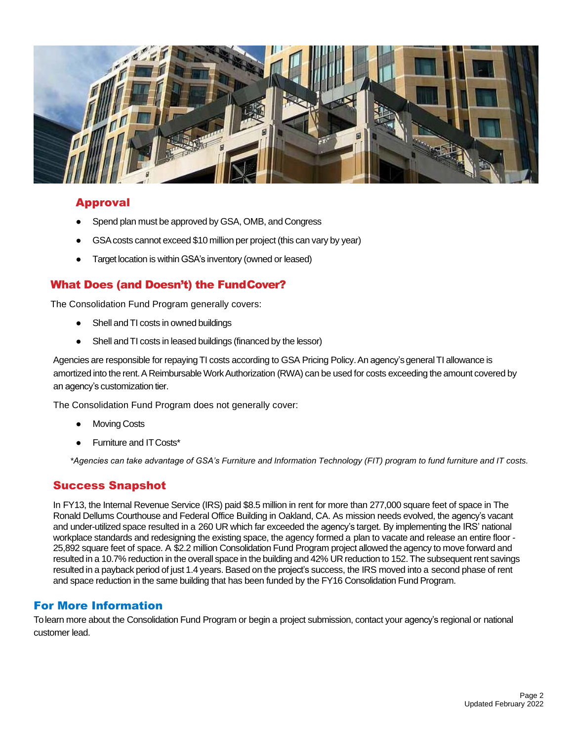## Approval

- Spend plan must be approved by GSA, OMB, and Congress
- GSA costs cannot exceed $10 million per project (this can vary by year)
- Target location is within GSA's inventory (owned or leased)

## What Does (and Doesn't) the Fund Cover?

The Consolidation Fund Program generally covers:

- Shell and TI costs in owned buildings
- Shell and TI costs in leased buildings (financed by the lessor)

Agencies are responsible for repaying TI costs according to GSA Pricing Policy. An agency's general TI allowance is amortized into the rent. A Reimbursable Work Authorization (RWA) can be used for costs exceeding the amount covered by an agency's customization tier.

The Consolidation Fund Program does not generally cover:

- Moving Costs
- Furniture and IT Costs*

*\*Agencies can take advantage of GSA's Furniture and Information Technology (FIT) program to fund furniture and IT costs.*

## Success Snapshot

In FY13, the Internal Revenue Service (IRS) paid $8.5 million in rent for more than 277,000 square feet of space in The Ronald Dellums Courthouse and Federal Office Building in Oakland, CA. As mission needs evolved, the agency's vacant and under-utilized space resulted in a 260 UR which far exceeded the agency's target. By implementing the IRS' national workplace standards and redesigning the existing space, the agency formed a plan to vacate and release an entire floor - 25,892 square feet of space. A $2.2 million Consolidation Fund Program project allowed the agency to move forward and resulted in a 10.7% reduction in the overall space in the building and 42% UR reduction to 152. The subsequent rent savings resulted in a payback period of just 1.4 years. Based on the project's success, the IRS moved into a second phase of rent and space reduction in the same building that has been funded by the FY16 Consolidation Fund Program.

## For More Information

To learn more about the Consolidation Fund Program or begin a project submission, contact your agency's regional or national customer lead.

Updated February 2022